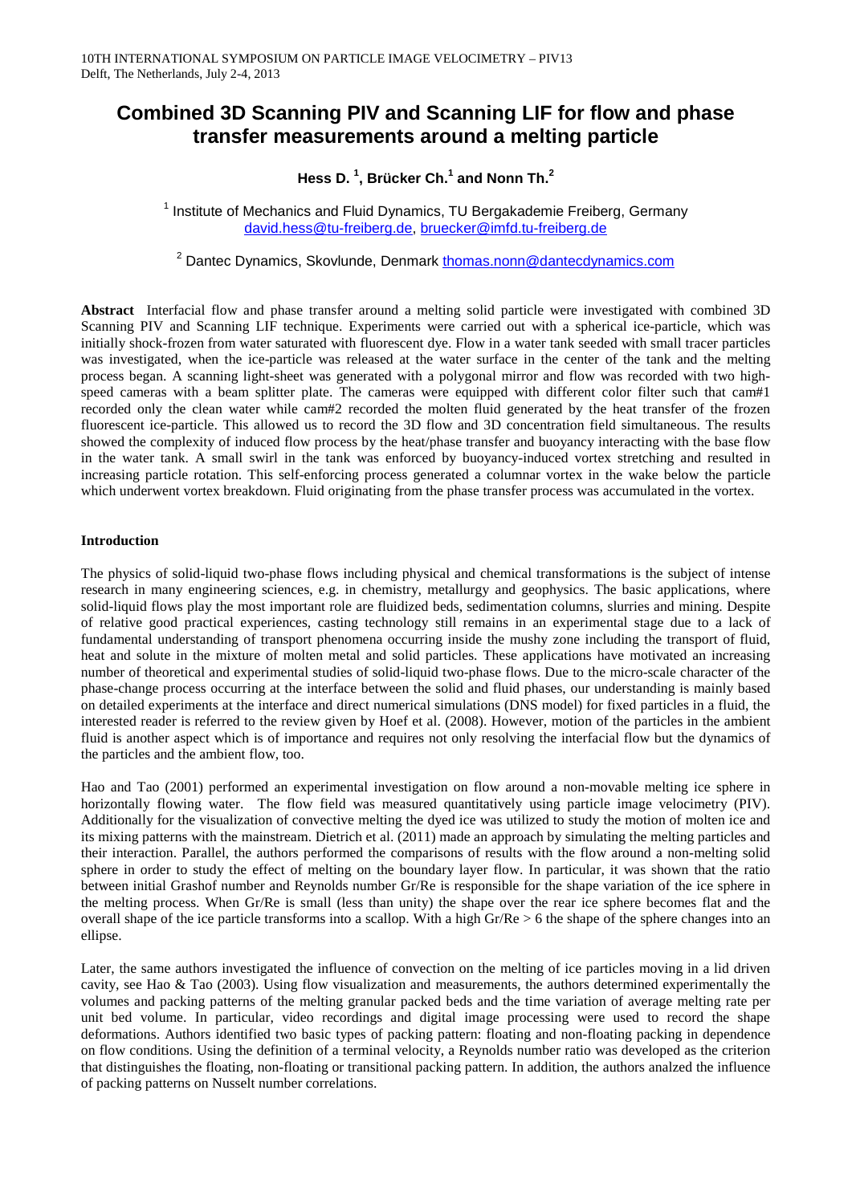# Combined 3D Scanning PIV and Scanning LIF for flow and phase transfer measurements around a melting particle

**Hess D. [1], Brücker Ch.[1] and Nonn Th.[2]**

[1] Institute of Mechanics and Fluid Dynamics, TU Bergakademie Freiberg, Germany
david.hess@tu-freiberg.de, bruecker@imfd.tu-freiberg.de

[2] Dantec Dynamics, Skovlunde, Denmark thomas.nonn@dantecdynamics.com

**Abstract** Interfacial flow and phase transfer around a melting solid particle were investigated with combined 3D Scanning PIV and Scanning LIF technique. Experiments were carried out with a spherical ice-particle, which was initially shock-frozen from water saturated with fluorescent dye. Flow in a water tank seeded with small tracer particles was investigated, when the ice-particle was released at the water surface in the center of the tank and the melting process began. A scanning light-sheet was generated with a polygonal mirror and flow was recorded with two high-speed cameras with a beam splitter plate. The cameras were equipped with different color filter such that cam#1 recorded only the clean water while cam#2 recorded the molten fluid generated by the heat transfer of the frozen fluorescent ice-particle. This allowed us to record the 3D flow and 3D concentration field simultaneous. The results showed the complexity of induced flow process by the heat/phase transfer and buoyancy interacting with the base flow in the water tank. A small swirl in the tank was enforced by buoyancy-induced vortex stretching and resulted in increasing particle rotation. This self-enforcing process generated a columnar vortex in the wake below the particle which underwent vortex breakdown. Fluid originating from the phase transfer process was accumulated in the vortex.

## Introduction

The physics of solid-liquid two-phase flows including physical and chemical transformations is the subject of intense research in many engineering sciences, e.g. in chemistry, metallurgy and geophysics. The basic applications, where solid-liquid flows play the most important role are fluidized beds, sedimentation columns, slurries and mining. Despite of relative good practical experiences, casting technology still remains in an experimental stage due to a lack of fundamental understanding of transport phenomena occurring inside the mushy zone including the transport of fluid, heat and solute in the mixture of molten metal and solid particles. These applications have motivated an increasing number of theoretical and experimental studies of solid-liquid two-phase flows. Due to the micro-scale character of the phase-change process occurring at the interface between the solid and fluid phases, our understanding is mainly based on detailed experiments at the interface and direct numerical simulations (DNS model) for fixed particles in a fluid, the interested reader is referred to the review given by Hoef et al. (2008). However, motion of the particles in the ambient fluid is another aspect which is of importance and requires not only resolving the interfacial flow but the dynamics of the particles and the ambient flow, too.

Hao and Tao (2001) performed an experimental investigation on flow around a non-movable melting ice sphere in horizontally flowing water. The flow field was measured quantitatively using particle image velocimetry (PIV). Additionally for the visualization of convective melting the dyed ice was utilized to study the motion of molten ice and its mixing patterns with the mainstream. Dietrich et al. (2011) made an approach by simulating the melting particles and their interaction. Parallel, the authors performed the comparisons of results with the flow around a non-melting solid sphere in order to study the effect of melting on the boundary layer flow. In particular, it was shown that the ratio between initial Grashof number and Reynolds number Gr/Re is responsible for the shape variation of the ice sphere in the melting process. When Gr/Re is small (less than unity) the shape over the rear ice sphere becomes flat and the overall shape of the ice particle transforms into a scallop. With a high Gr/Re > 6 the shape of the sphere changes into an ellipse.

Later, the same authors investigated the influence of convection on the melting of ice particles moving in a lid driven cavity, see Hao & Tao (2003). Using flow visualization and measurements, the authors determined experimentally the volumes and packing patterns of the melting granular packed beds and the time variation of average melting rate per unit bed volume. In particular, video recordings and digital image processing were used to record the shape deformations. Authors identified two basic types of packing pattern: floating and non-floating packing in dependence on flow conditions. Using the definition of a terminal velocity, a Reynolds number ratio was developed as the criterion that distinguishes the floating, non-floating or transitional packing pattern. In addition, the authors analzed the influence of packing patterns on Nusselt number correlations.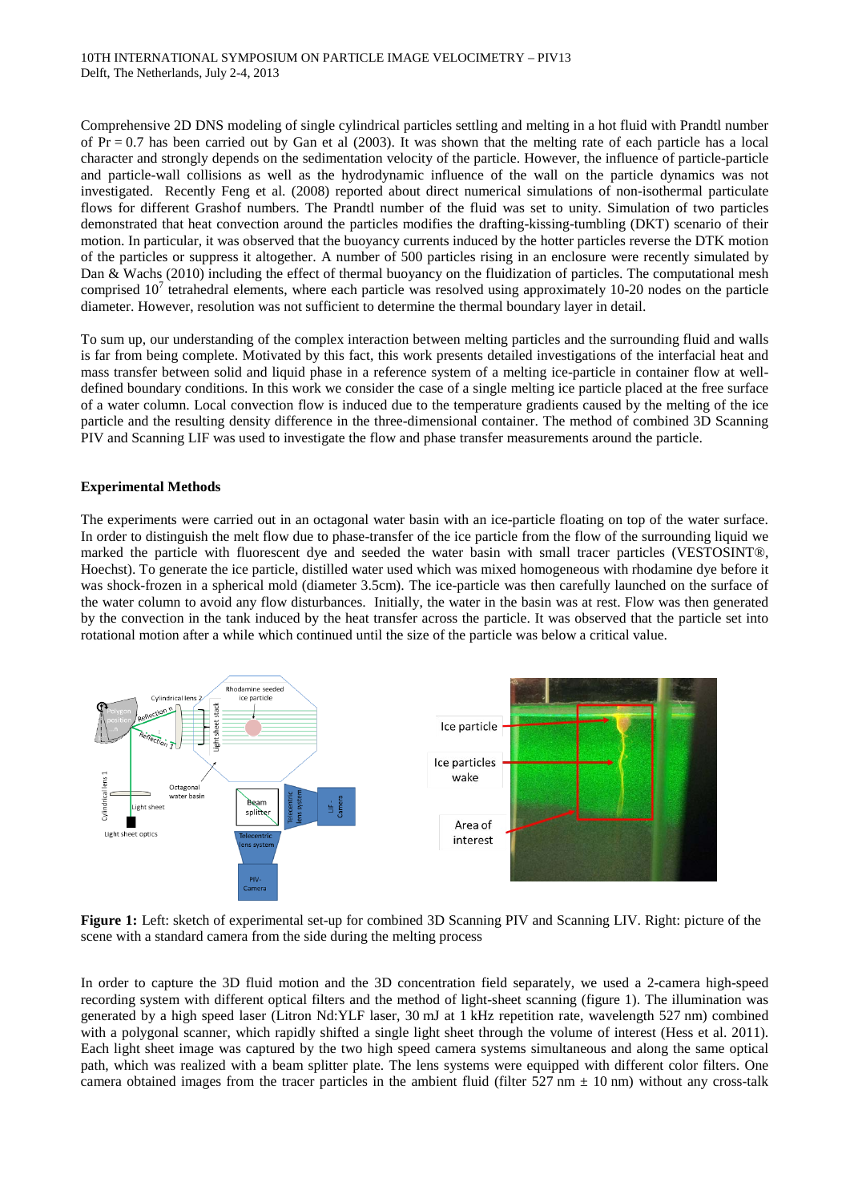Comprehensive 2D DNS modeling of single cylindrical particles settling and melting in a hot fluid with Prandtl number of Pr = 0.7 has been carried out by Gan et al (2003). It was shown that the melting rate of each particle has a local character and strongly depends on the sedimentation velocity of the particle. However, the influence of particle-particle and particle-wall collisions as well as the hydrodynamic influence of the wall on the particle dynamics was not investigated. Recently Feng et al. (2008) reported about direct numerical simulations of non-isothermal particulate flows for different Grashof numbers. The Prandtl number of the fluid was set to unity. Simulation of two particles demonstrated that heat convection around the particles modifies the drafting-kissing-tumbling (DKT) scenario of their motion. In particular, it was observed that the buoyancy currents induced by the hotter particles reverse the DTK motion of the particles or suppress it altogether. A number of 500 particles rising in an enclosure were recently simulated by Dan & Wachs (2010) including the effect of thermal buoyancy on the fluidization of particles. The computational mesh comprised $10^7$ tetrahedral elements, where each particle was resolved using approximately 10-20 nodes on the particle diameter. However, resolution was not sufficient to determine the thermal boundary layer in detail.

To sum up, our understanding of the complex interaction between melting particles and the surrounding fluid and walls is far from being complete. Motivated by this fact, this work presents detailed investigations of the interfacial heat and mass transfer between solid and liquid phase in a reference system of a melting ice-particle in container flow at well-defined boundary conditions. In this work we consider the case of a single melting ice particle placed at the free surface of a water column. Local convection flow is induced due to the temperature gradients caused by the melting of the ice particle and the resulting density difference in the three-dimensional container. The method of combined 3D Scanning PIV and Scanning LIF was used to investigate the flow and phase transfer measurements around the particle.

**Experimental Methods**

The experiments were carried out in an octagonal water basin with an ice-particle floating on top of the water surface. In order to distinguish the melt flow due to phase-transfer of the ice particle from the flow of the surrounding liquid we marked the particle with fluorescent dye and seeded the water basin with small tracer particles (VESTOSINT®, Hoechst). To generate the ice particle, distilled water used which was mixed homogeneous with rhodamine dye before it was shock-frozen in a spherical mold (diameter 3.5cm). The ice-particle was then carefully launched on the surface of the water column to avoid any flow disturbances. Initially, the water in the basin was at rest. Flow was then generated by the convection in the tank induced by the heat transfer across the particle. It was observed that the particle set into rotational motion after a while which continued until the size of the particle was below a critical value.

**Figure 1:** Left: sketch of experimental set-up for combined 3D Scanning PIV and Scanning LIV. Right: picture of the scene with a standard camera from the side during the melting process

In order to capture the 3D fluid motion and the 3D concentration field separately, we used a 2-camera high-speed recording system with different optical filters and the method of light-sheet scanning (figure 1). The illumination was generated by a high speed laser (Litron Nd:YLF laser, 30 mJ at 1 kHz repetition rate, wavelength 527 nm) combined with a polygonal scanner, which rapidly shifted a single light sheet through the volume of interest (Hess et al. 2011). Each light sheet image was captured by the two high speed camera systems simultaneous and along the same optical path, which was realized with a beam splitter plate. The lens systems were equipped with different color filters. One camera obtained images from the tracer particles in the ambient fluid (filter 527 nm ± 10 nm) without any cross-talk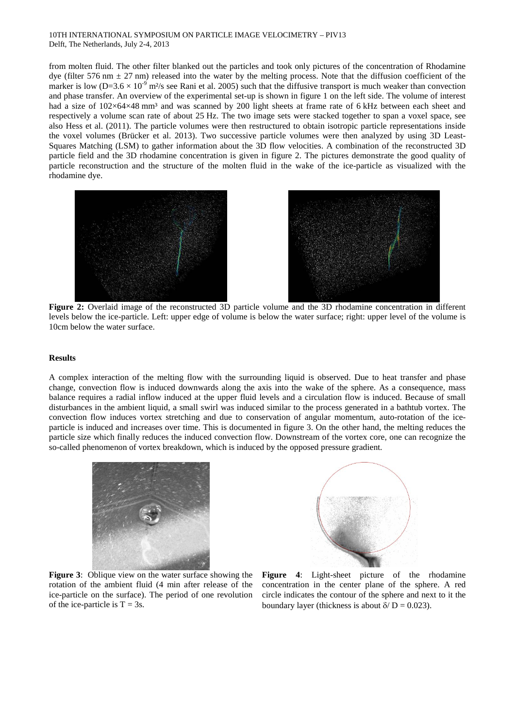from molten fluid. The other filter blanked out the particles and took only pictures of the concentration of Rhodamine dye (filter 576 nm ± 27 nm) released into the water by the melting process. Note that the diffusion coefficient of the marker is low ($D=3.6 \times 10^{-9}$ m²/s see Rani et al. 2005) such that the diffusive transport is much weaker than convection and phase transfer. An overview of the experimental set-up is shown in figure 1 on the left side. The volume of interest had a size of 102×64×48 mm³ and was scanned by 200 light sheets at frame rate of 6 kHz between each sheet and respectively a volume scan rate of about 25 Hz. The two image sets were stacked together to span a voxel space, see also Hess et al. (2011). The particle volumes were then restructured to obtain isotropic particle representations inside the voxel volumes (Brücker et al. 2013). Two successive particle volumes were then analyzed by using 3D Least-Squares Matching (LSM) to gather information about the 3D flow velocities. A combination of the reconstructed 3D particle field and the 3D rhodamine concentration is given in figure 2. The pictures demonstrate the good quality of particle reconstruction and the structure of the molten fluid in the wake of the ice-particle as visualized with the rhodamine dye.

**Figure 2:** Overlaid image of the reconstructed 3D particle volume and the 3D rhodamine concentration in different levels below the ice-particle. Left: upper edge of volume is below the water surface; right: upper level of the volume is 10cm below the water surface.

**Results**

A complex interaction of the melting flow with the surrounding liquid is observed. Due to heat transfer and phase change, convection flow is induced downwards along the axis into the wake of the sphere. As a consequence, mass balance requires a radial inflow induced at the upper fluid levels and a circulation flow is induced. Because of small disturbances in the ambient liquid, a small swirl was induced similar to the process generated in a bathtub vortex. The convection flow induces vortex stretching and due to conservation of angular momentum, auto-rotation of the ice-particle is induced and increases over time. This is documented in figure 3. On the other hand, the melting reduces the particle size which finally reduces the induced convection flow. Downstream of the vortex core, one can recognize the so-called phenomenon of vortex breakdown, which is induced by the opposed pressure gradient.

**Figure 3**: Oblique view on the water surface showing the rotation of the ambient fluid (4 min after release of the ice-particle on the surface). The period of one revolution of the ice-particle is $T = 3$s.

**Figure 4**: Light-sheet picture of the rhodamine concentration in the center plane of the sphere. A red circle indicates the contour of the sphere and next to it the boundary layer (thickness is about $\delta/D = 0.023$).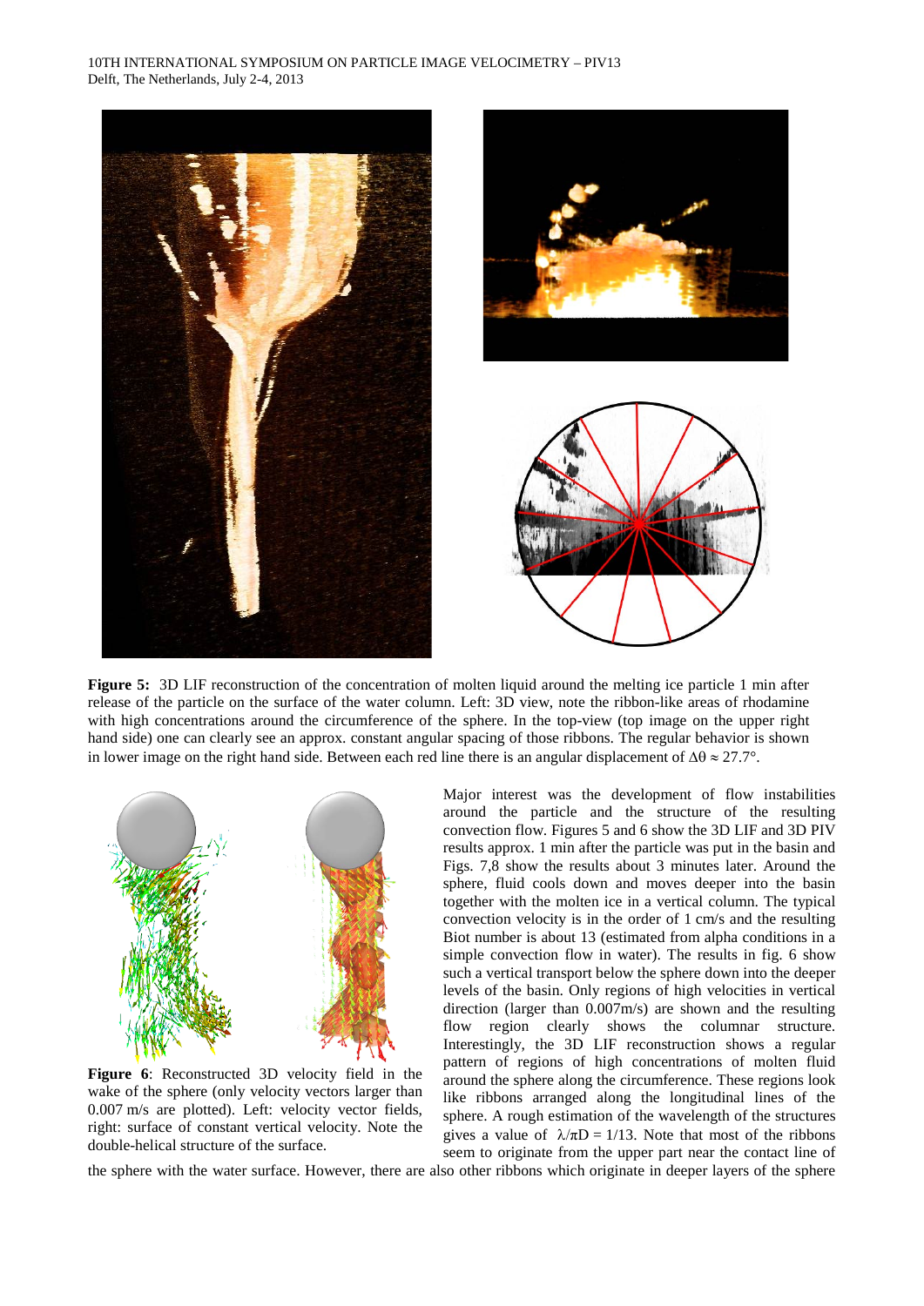**Figure 5:** 3D LIF reconstruction of the concentration of molten liquid around the melting ice particle 1 min after release of the particle on the surface of the water column. Left: 3D view, note the ribbon-like areas of rhodamine with high concentrations around the circumference of the sphere. In the top-view (top image on the upper right hand side) one can clearly see an approx. constant angular spacing of those ribbons. The regular behavior is shown in lower image on the right hand side. Between each red line there is an angular displacement of $\Delta\theta \approx 27.7°$.

**Figure 6**: Reconstructed 3D velocity field in the wake of the sphere (only velocity vectors larger than 0.007 m/s are plotted). Left: velocity vector fields, right: surface of constant vertical velocity. Note the double-helical structure of the surface.

Major interest was the development of flow instabilities around the particle and the structure of the resulting convection flow. Figures 5 and 6 show the 3D LIF and 3D PIV results approx. 1 min after the particle was put in the basin and Figs. 7,8 show the results about 3 minutes later. Around the sphere, fluid cools down and moves deeper into the basin together with the molten ice in a vertical column. The typical convection velocity is in the order of 1 cm/s and the resulting Biot number is about 13 (estimated from alpha conditions in a simple convection flow in water). The results in fig. 6 show such a vertical transport below the sphere down into the deeper levels of the basin. Only regions of high velocities in vertical direction (larger than 0.007m/s) are shown and the resulting flow region clearly shows the columnar structure. Interestingly, the 3D LIF reconstruction shows a regular pattern of regions of high concentrations of molten fluid around the sphere along the circumference. These regions look like ribbons arranged along the longitudinal lines of the sphere. A rough estimation of the wavelength of the structures gives a value of $\lambda/\pi D = 1/13$. Note that most of the ribbons seem to originate from the upper part near the contact line of the sphere with the water surface. However, there are also other ribbons which originate in deeper layers of the sphere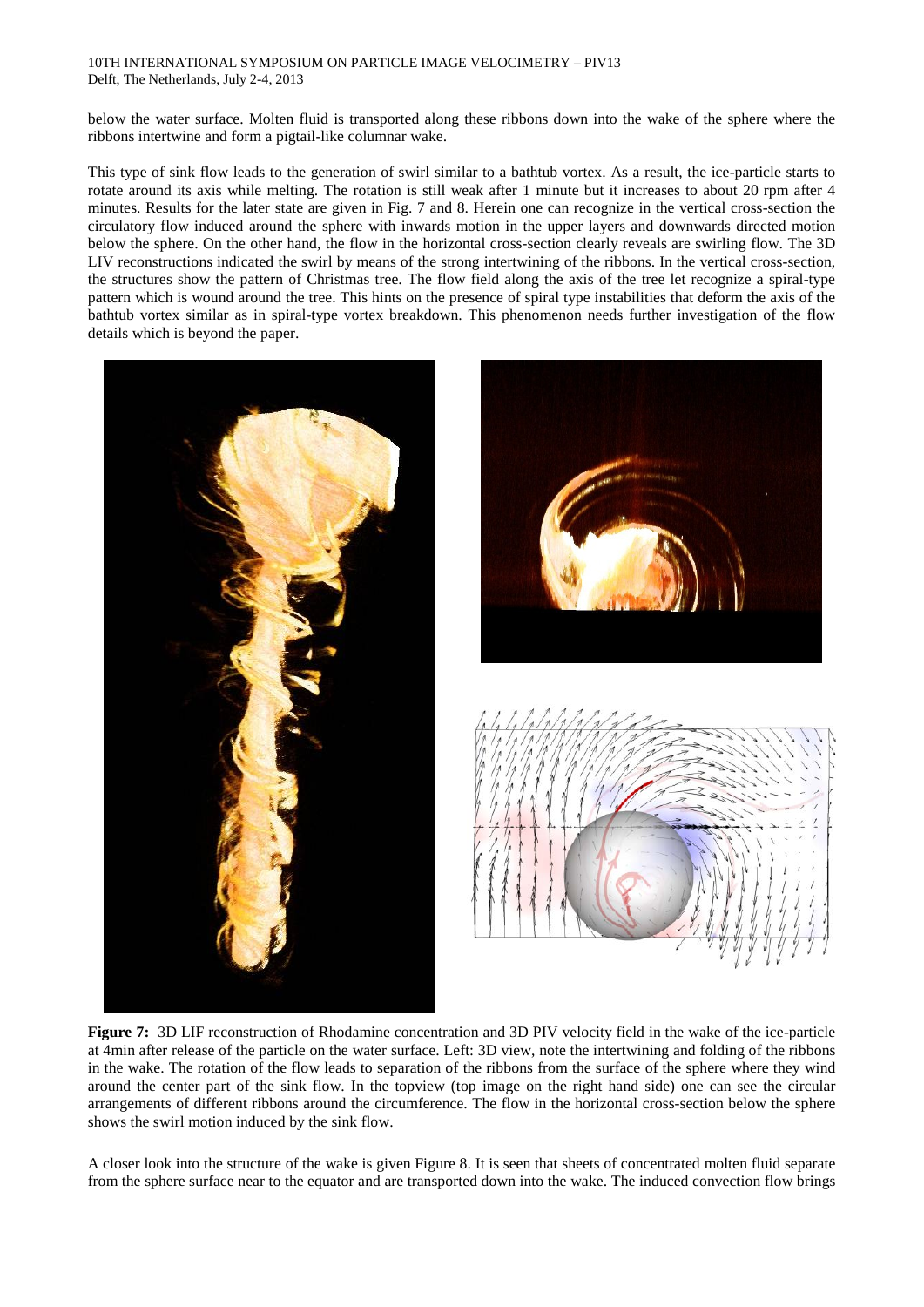below the water surface. Molten fluid is transported along these ribbons down into the wake of the sphere where the ribbons intertwine and form a pigtail-like columnar wake.

This type of sink flow leads to the generation of swirl similar to a bathtub vortex. As a result, the ice-particle starts to rotate around its axis while melting. The rotation is still weak after 1 minute but it increases to about 20 rpm after 4 minutes. Results for the later state are given in Fig. 7 and 8. Herein one can recognize in the vertical cross-section the circulatory flow induced around the sphere with inwards motion in the upper layers and downwards directed motion below the sphere. On the other hand, the flow in the horizontal cross-section clearly reveals are swirling flow. The 3D LIV reconstructions indicated the swirl by means of the strong intertwining of the ribbons. In the vertical cross-section, the structures show the pattern of Christmas tree. The flow field along the axis of the tree let recognize a spiral-type pattern which is wound around the tree. This hints on the presence of spiral type instabilities that deform the axis of the bathtub vortex similar as in spiral-type vortex breakdown. This phenomenon needs further investigation of the flow details which is beyond the paper.

**Figure 7:** 3D LIF reconstruction of Rhodamine concentration and 3D PIV velocity field in the wake of the ice-particle at 4min after release of the particle on the water surface. Left: 3D view, note the intertwining and folding of the ribbons in the wake. The rotation of the flow leads to separation of the ribbons from the surface of the sphere where they wind around the center part of the sink flow. In the topview (top image on the right hand side) one can see the circular arrangements of different ribbons around the circumference. The flow in the horizontal cross-section below the sphere shows the swirl motion induced by the sink flow.

A closer look into the structure of the wake is given Figure 8. It is seen that sheets of concentrated molten fluid separate from the sphere surface near to the equator and are transported down into the wake. The induced convection flow brings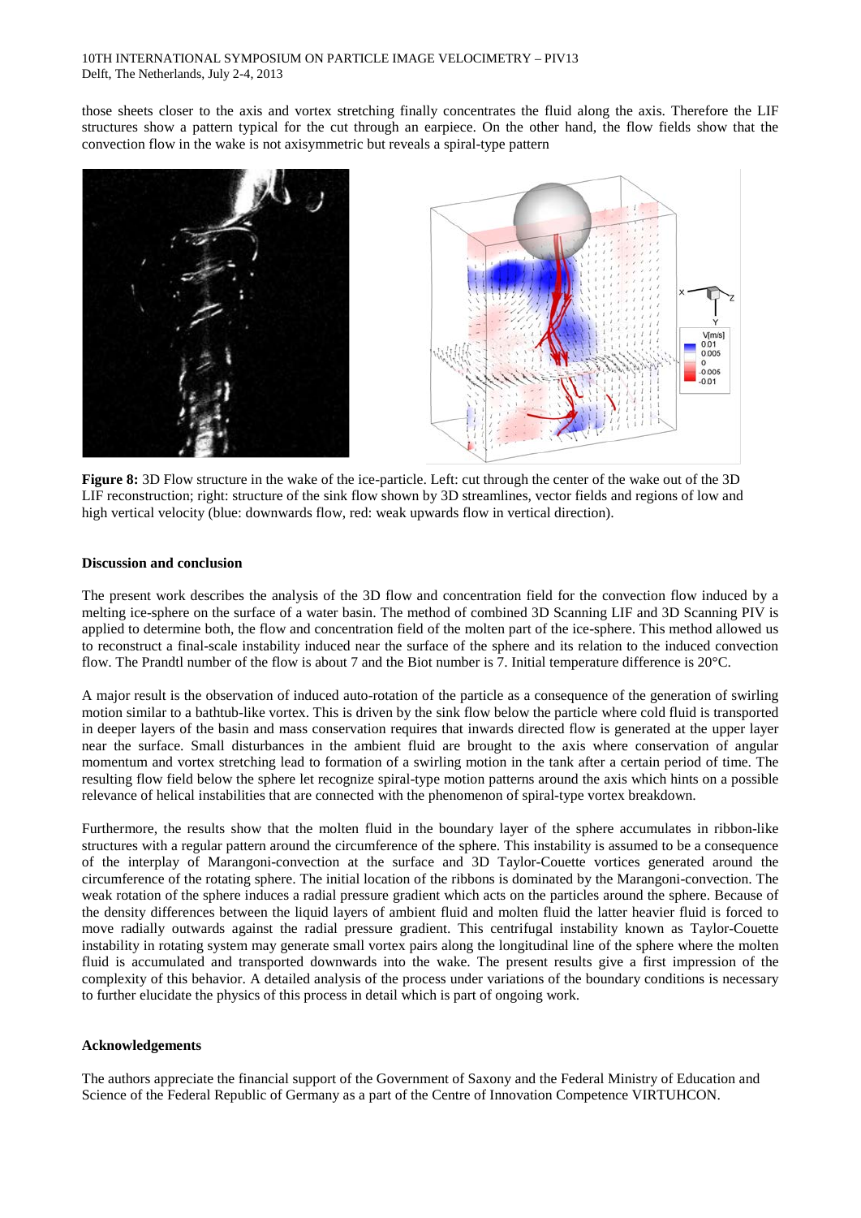those sheets closer to the axis and vortex stretching finally concentrates the fluid along the axis. Therefore the LIF structures show a pattern typical for the cut through an earpiece. On the other hand, the flow fields show that the convection flow in the wake is not axisymmetric but reveals a spiral-type pattern

**Figure 8:** 3D Flow structure in the wake of the ice-particle. Left: cut through the center of the wake out of the 3D LIF reconstruction; right: structure of the sink flow shown by 3D streamlines, vector fields and regions of low and high vertical velocity (blue: downwards flow, red: weak upwards flow in vertical direction).

**Discussion and conclusion**

The present work describes the analysis of the 3D flow and concentration field for the convection flow induced by a melting ice-sphere on the surface of a water basin. The method of combined 3D Scanning LIF and 3D Scanning PIV is applied to determine both, the flow and concentration field of the molten part of the ice-sphere. This method allowed us to reconstruct a final-scale instability induced near the surface of the sphere and its relation to the induced convection flow. The Prandtl number of the flow is about 7 and the Biot number is 7. Initial temperature difference is 20°C.

A major result is the observation of induced auto-rotation of the particle as a consequence of the generation of swirling motion similar to a bathtub-like vortex. This is driven by the sink flow below the particle where cold fluid is transported in deeper layers of the basin and mass conservation requires that inwards directed flow is generated at the upper layer near the surface. Small disturbances in the ambient fluid are brought to the axis where conservation of angular momentum and vortex stretching lead to formation of a swirling motion in the tank after a certain period of time. The resulting flow field below the sphere let recognize spiral-type motion patterns around the axis which hints on a possible relevance of helical instabilities that are connected with the phenomenon of spiral-type vortex breakdown.

Furthermore, the results show that the molten fluid in the boundary layer of the sphere accumulates in ribbon-like structures with a regular pattern around the circumference of the sphere. This instability is assumed to be a consequence of the interplay of Marangoni-convection at the surface and 3D Taylor-Couette vortices generated around the circumference of the rotating sphere. The initial location of the ribbons is dominated by the Marangoni-convection. The weak rotation of the sphere induces a radial pressure gradient which acts on the particles around the sphere. Because of the density differences between the liquid layers of ambient fluid and molten fluid the latter heavier fluid is forced to move radially outwards against the radial pressure gradient. This centrifugal instability known as Taylor-Couette instability in rotating system may generate small vortex pairs along the longitudinal line of the sphere where the molten fluid is accumulated and transported downwards into the wake. The present results give a first impression of the complexity of this behavior. A detailed analysis of the process under variations of the boundary conditions is necessary to further elucidate the physics of this process in detail which is part of ongoing work.

**Acknowledgements**

The authors appreciate the financial support of the Government of Saxony and the Federal Ministry of Education and Science of the Federal Republic of Germany as a part of the Centre of Innovation Competence VIRTUHCON.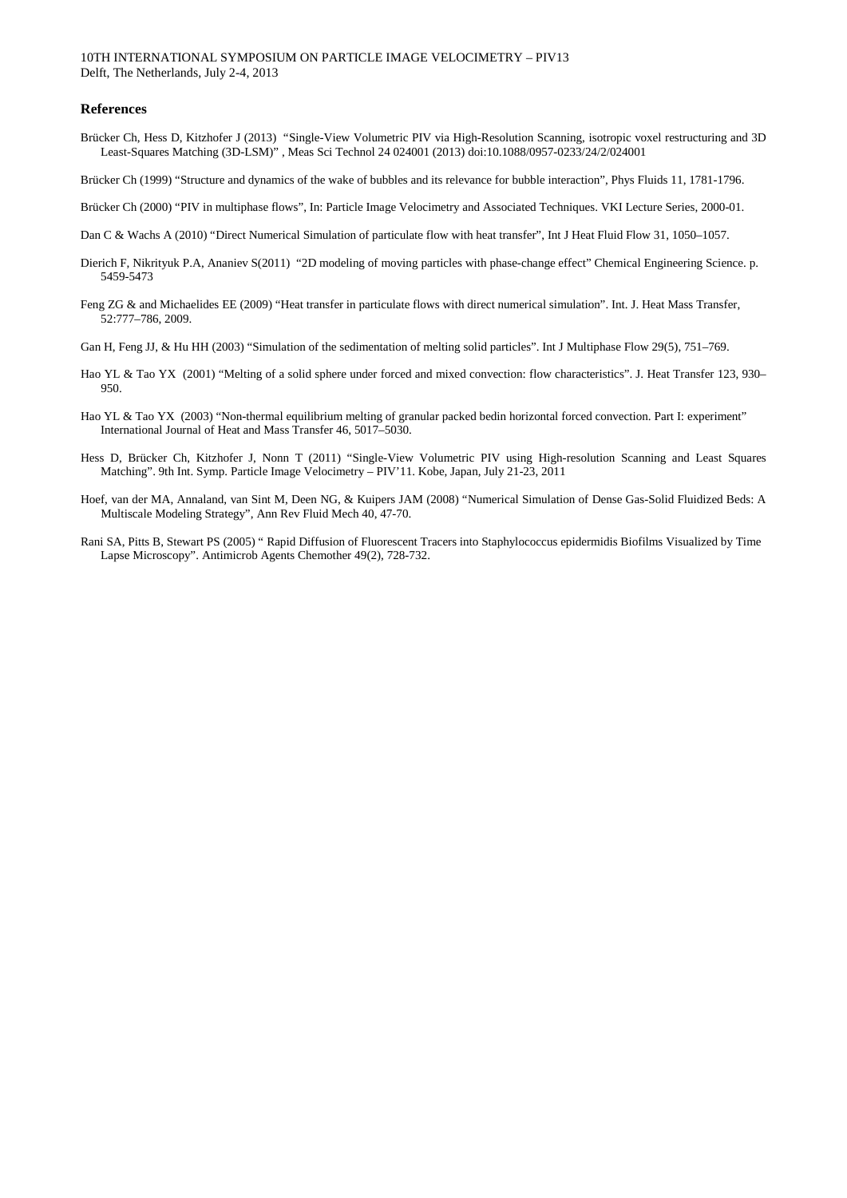## References

Brücker Ch, Hess D, Kitzhofer J (2013) "Single-View Volumetric PIV via High-Resolution Scanning, isotropic voxel restructuring and 3D Least-Squares Matching (3D-LSM)" , Meas Sci Technol 24 024001 (2013) doi:10.1088/0957-0233/24/2/024001

Brücker Ch (1999) "Structure and dynamics of the wake of bubbles and its relevance for bubble interaction", Phys Fluids 11, 1781-1796.

Brücker Ch (2000) "PIV in multiphase flows", In: Particle Image Velocimetry and Associated Techniques. VKI Lecture Series, 2000-01.

Dan C & Wachs A (2010) "Direct Numerical Simulation of particulate flow with heat transfer", Int J Heat Fluid Flow 31, 1050–1057.

Dierich F, Nikrityuk P.A, Ananiev S(2011) "2D modeling of moving particles with phase-change effect" Chemical Engineering Science. p. 5459-5473

Feng ZG & and Michaelides EE (2009) "Heat transfer in particulate flows with direct numerical simulation". Int. J. Heat Mass Transfer, 52:777–786, 2009.

Gan H, Feng JJ, & Hu HH (2003) "Simulation of the sedimentation of melting solid particles". Int J Multiphase Flow 29(5), 751–769.

Hao YL & Tao YX (2001) "Melting of a solid sphere under forced and mixed convection: flow characteristics". J. Heat Transfer 123, 930–950.

Hao YL & Tao YX (2003) "Non-thermal equilibrium melting of granular packed bedin horizontal forced convection. Part I: experiment" International Journal of Heat and Mass Transfer 46, 5017–5030.

Hess D, Brücker Ch, Kitzhofer J, Nonn T (2011) "Single-View Volumetric PIV using High-resolution Scanning and Least Squares Matching". 9th Int. Symp. Particle Image Velocimetry – PIV'11. Kobe, Japan, July 21-23, 2011

Hoef, van der MA, Annaland, van Sint M, Deen NG, & Kuipers JAM (2008) "Numerical Simulation of Dense Gas-Solid Fluidized Beds: A Multiscale Modeling Strategy", Ann Rev Fluid Mech 40, 47-70.

Rani SA, Pitts B, Stewart PS (2005) " Rapid Diffusion of Fluorescent Tracers into Staphylococcus epidermidis Biofilms Visualized by Time Lapse Microscopy". Antimicrob Agents Chemother 49(2), 728-732.